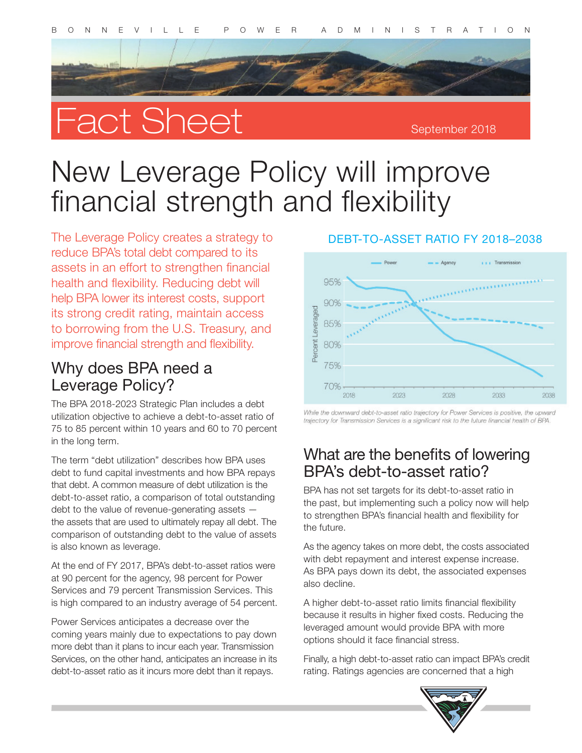BONNEVILLE POWER ADMINISTRATION

# Fact Sheet

September 2018

# New Leverage Policy will improve financial strength and flexibility

The Leverage Policy creates a strategy to reduce BPA's total debt compared to its assets in an effort to strengthen financial health and flexibility. Reducing debt will help BPA lower its interest costs, support its strong credit rating, maintain access to borrowing from the U.S. Treasury, and improve financial strength and flexibility.

## Why does BPA need a Leverage Policy?

The BPA 2018-2023 Strategic Plan includes a debt utilization objective to achieve a debt-to-asset ratio of 75 to 85 percent within 10 years and 60 to 70 percent in the long term.

The term "debt utilization" describes how BPA uses debt to fund capital investments and how BPA repays that debt. A common measure of debt utilization is the debt-to-asset ratio, a comparison of total outstanding debt to the value of revenue-generating assets — the assets that are used to ultimately repay all debt. The comparison of outstanding debt to the value of assets is also known as leverage.

At the end of FY 2017, BPA's debt-to-asset ratios were at 90 percent for the agency, 98 percent for Power Services and 79 percent Transmission Services. This is high compared to an industry average of 54 percent.

Power Services anticipates a decrease over the coming years mainly due to expectations to pay down more debt than it plans to incur each year. Transmission Services, on the other hand, anticipates an increase in its debt-to-asset ratio as it incurs more debt than it repays.

### DEBT-TO-ASSET RATIO FY 2018–2038

*While the downward debt-to-asset ratio trajectory for Power Services is positive, the upward trajectory for Transmission Services is a significant risk to the future financial health of BPA.*

## What are the benefits of lowering BPA's debt-to-asset ratio?

BPA has not set targets for its debt-to-asset ratio in the past, but implementing such a policy now will help to strengthen BPA's financial health and flexibility for the future.

As the agency takes on more debt, the costs associated with debt repayment and interest expense increase. As BPA pays down its debt, the associated expenses also decline.

A higher debt-to-asset ratio limits financial flexibility because it results in higher fixed costs. Reducing the leveraged amount would provide BPA with more options should it face financial stress.

Finally, a high debt-to-asset ratio can impact BPA's credit rating. Ratings agencies are concerned that a high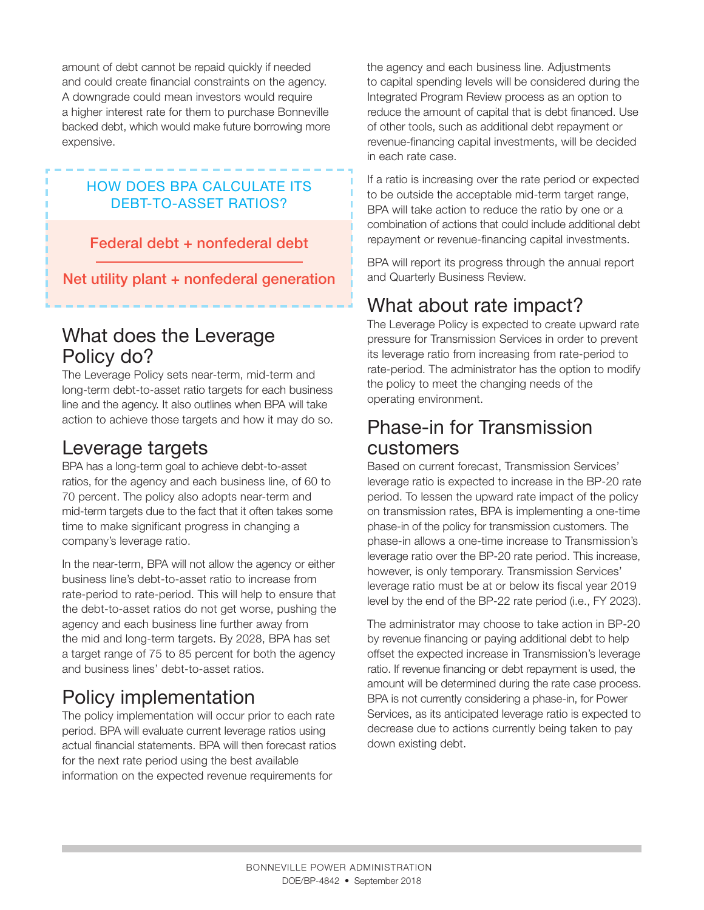amount of debt cannot be repaid quickly if needed and could create financial constraints on the agency. A downgrade could mean investors would require a higher interest rate for them to purchase Bonneville backed debt, which would make future borrowing more expensive.

> **HOW DOES BPA CALCULATE ITS DEBT-TO-ASSET RATIOS?**
>
> $$\frac{\text{Federal debt + nonfederal debt}}{\text{Net utility plant + nonfederal generation}}$$

## What does the Leverage Policy do?

The Leverage Policy sets near-term, mid-term and long-term debt-to-asset ratio targets for each business line and the agency. It also outlines when BPA will take action to achieve those targets and how it may do so.

## Leverage targets

BPA has a long-term goal to achieve debt-to-asset ratios, for the agency and each business line, of 60 to 70 percent. The policy also adopts near-term and mid-term targets due to the fact that it often takes some time to make significant progress in changing a company's leverage ratio.

In the near-term, BPA will not allow the agency or either business line's debt-to-asset ratio to increase from rate-period to rate-period. This will help to ensure that the debt-to-asset ratios do not get worse, pushing the agency and each business line further away from the mid and long-term targets. By 2028, BPA has set a target range of 75 to 85 percent for both the agency and business lines' debt-to-asset ratios.

## Policy implementation

The policy implementation will occur prior to each rate period. BPA will evaluate current leverage ratios using actual financial statements. BPA will then forecast ratios for the next rate period using the best available information on the expected revenue requirements for the agency and each business line. Adjustments to capital spending levels will be considered during the Integrated Program Review process as an option to reduce the amount of capital that is debt financed. Use of other tools, such as additional debt repayment or revenue-financing capital investments, will be decided in each rate case.

If a ratio is increasing over the rate period or expected to be outside the acceptable mid-term target range, BPA will take action to reduce the ratio by one or a combination of actions that could include additional debt repayment or revenue-financing capital investments.

BPA will report its progress through the annual report and Quarterly Business Review.

## What about rate impact?

The Leverage Policy is expected to create upward rate pressure for Transmission Services in order to prevent its leverage ratio from increasing from rate-period to rate-period. The administrator has the option to modify the policy to meet the changing needs of the operating environment.

## Phase-in for Transmission customers

Based on current forecast, Transmission Services' leverage ratio is expected to increase in the BP-20 rate period. To lessen the upward rate impact of the policy on transmission rates, BPA is implementing a one-time phase-in of the policy for transmission customers. The phase-in allows a one-time increase to Transmission's leverage ratio over the BP-20 rate period. This increase, however, is only temporary. Transmission Services' leverage ratio must be at or below its fiscal year 2019 level by the end of the BP-22 rate period (i.e., FY 2023).

The administrator may choose to take action in BP-20 by revenue financing or paying additional debt to help offset the expected increase in Transmission's leverage ratio. If revenue financing or debt repayment is used, the amount will be determined during the rate case process. BPA is not currently considering a phase-in, for Power Services, as its anticipated leverage ratio is expected to decrease due to actions currently being taken to pay down existing debt.

BONNEVILLE POWER ADMINISTRATION
DOE/BP-4842 • September 2018